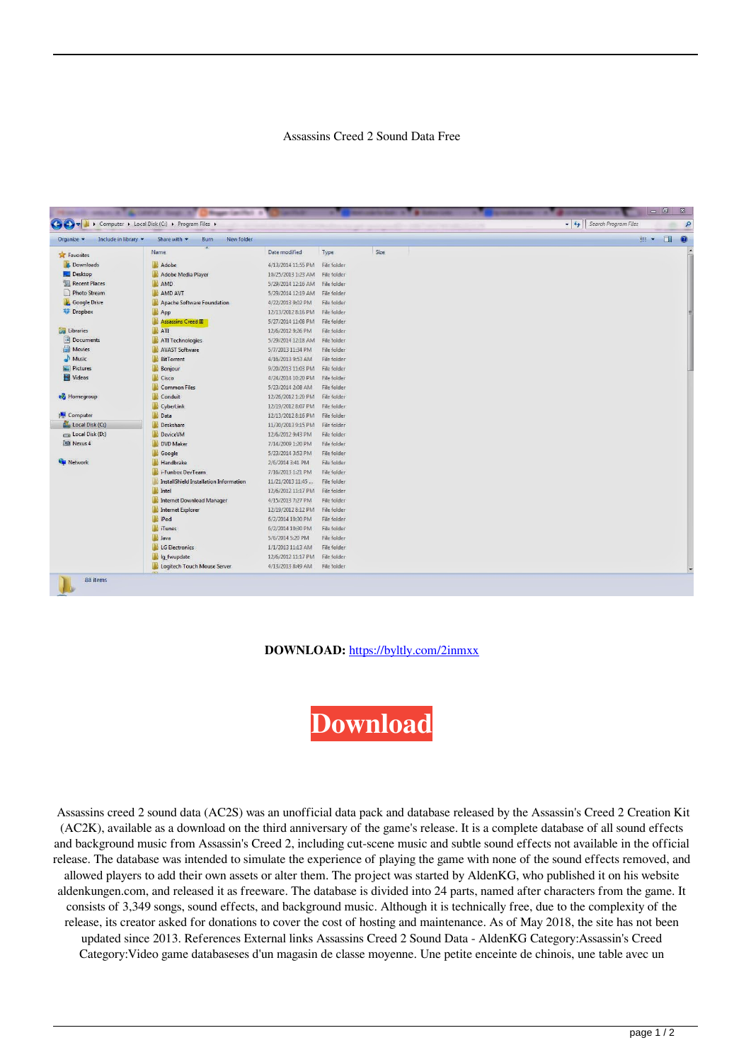Assassins Creed 2 Sound Data Free

**DOWNLOAD:** https://byltly.com/2inmxx

Download

Assassins creed 2 sound data (AC2S) was an unofficial data pack and database released by the Assassin's Creed 2 Creation Kit (AC2K), available as a download on the third anniversary of the game's release. It is a complete database of all sound effects and background music from Assassin's Creed 2, including cut-scene music and subtle sound effects not available in the official release. The database was intended to simulate the experience of playing the game with none of the sound effects removed, and allowed players to add their own assets or alter them. The project was started by AldenKG, who published it on his website aldenkungen.com, and released it as freeware. The database is divided into 24 parts, named after characters from the game. It consists of 3,349 songs, sound effects, and background music. Although it is technically free, due to the complexity of the release, its creator asked for donations to cover the cost of hosting and maintenance. As of May 2018, the site has not been updated since 2013. References External links Assassins Creed 2 Sound Data - AldenKG Category:Assassin's Creed Category:Video game databaseses d'un magasin de classe moyenne. Une petite enceinte de chinois, une table avec un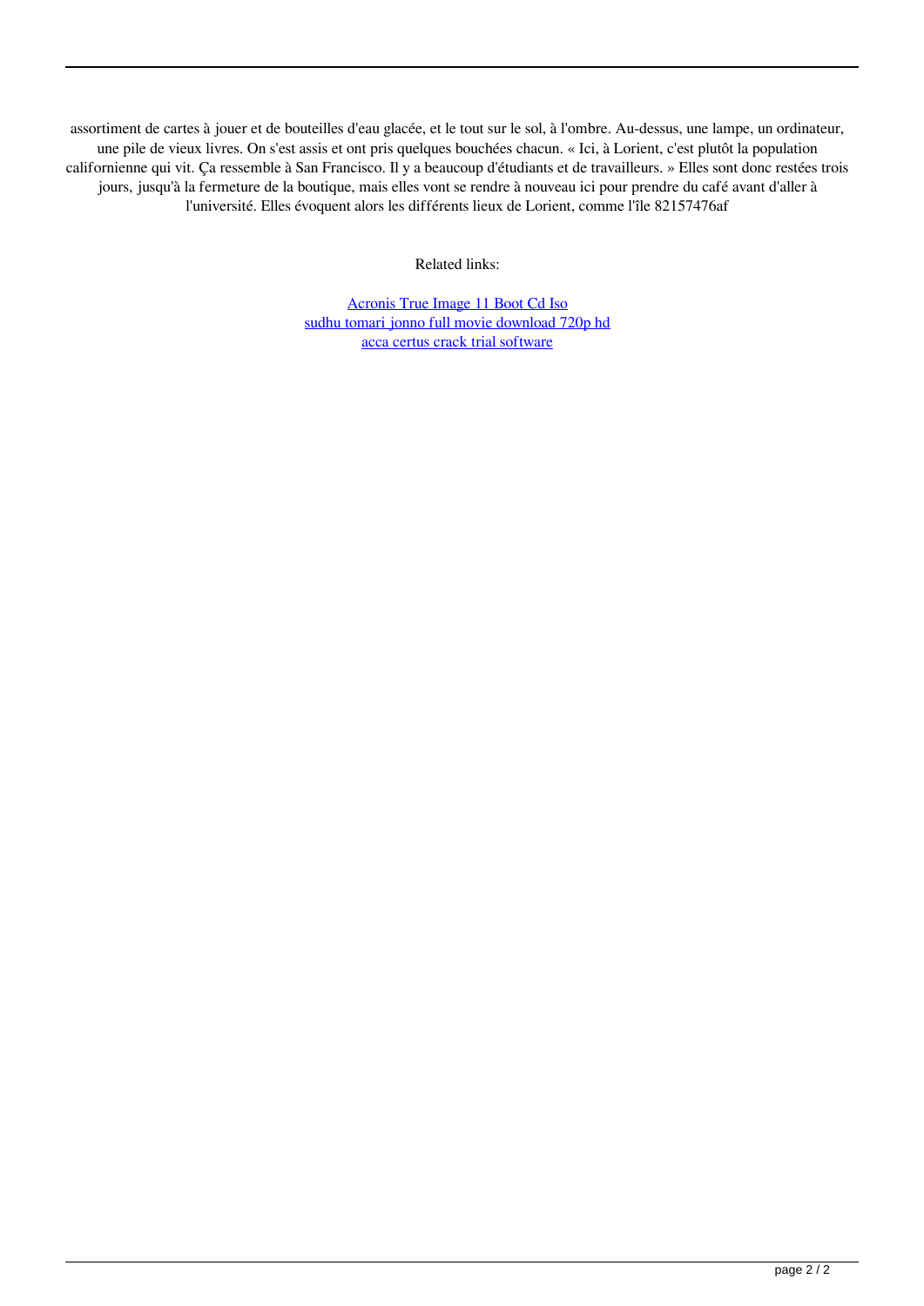assortiment de cartes à jouer et de bouteilles d'eau glacée, et le tout sur le sol, à l'ombre. Au-dessus, une lampe, un ordinateur, une pile de vieux livres. On s'est assis et ont pris quelques bouchées chacun. « Ici, à Lorient, c'est plutôt la population californienne qui vit. Ça ressemble à San Francisco. Il y a beaucoup d'étudiants et de travailleurs. » Elles sont donc restées trois jours, jusqu'à la fermeture de la boutique, mais elles vont se rendre à nouveau ici pour prendre du café avant d'aller à l'université. Elles évoquent alors les différents lieux de Lorient, comme l'île 82157476af

Related links:

Acronis True Image 11 Boot Cd Iso
sudhu tomari jonno full movie download 720p hd
acca certus crack trial software